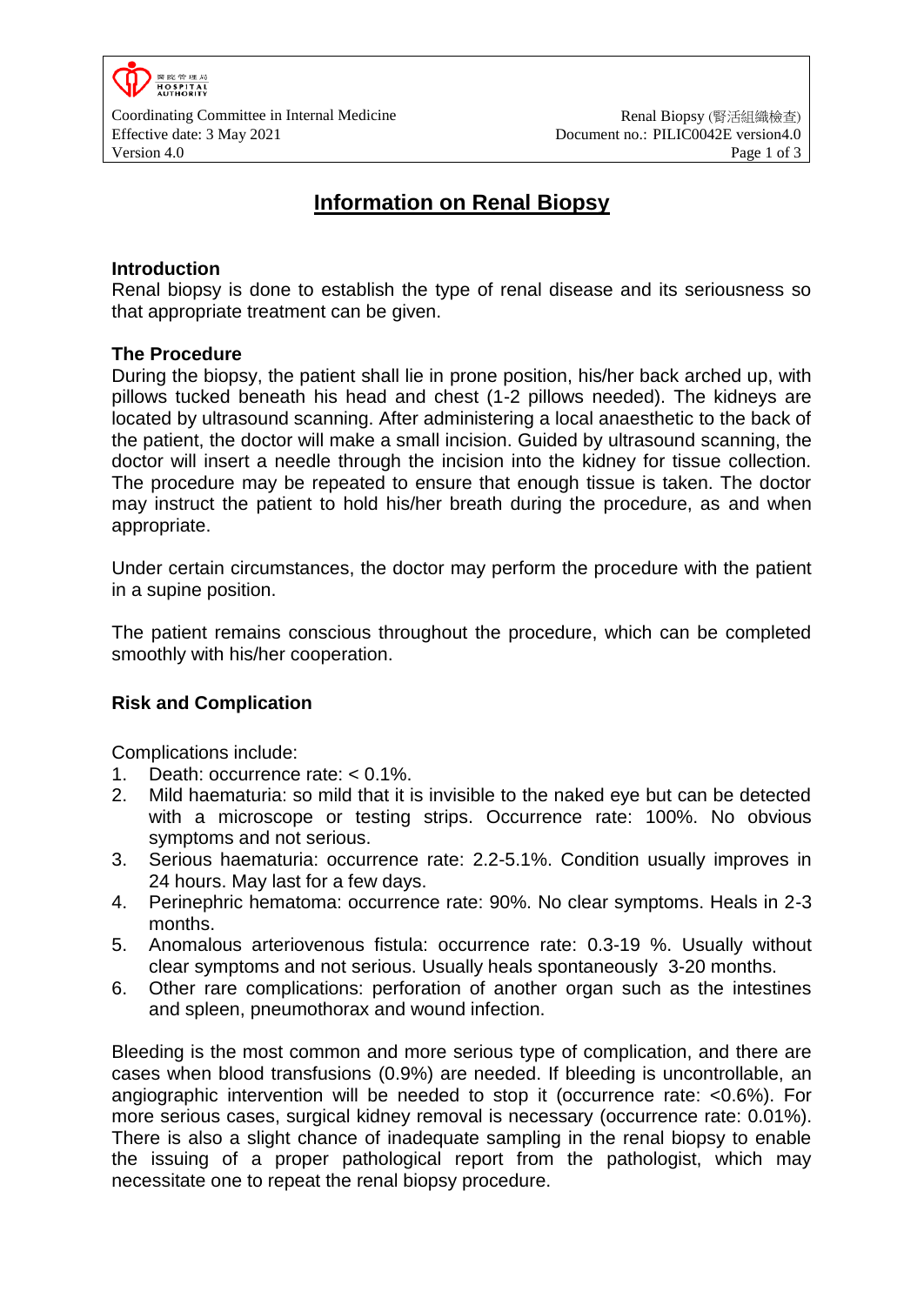# Information on Renal Biopsy

## Introduction

Renal biopsy is done to establish the type of renal disease and its seriousness so that appropriate treatment can be given.

## The Procedure

During the biopsy, the patient shall lie in prone position, his/her back arched up, with pillows tucked beneath his head and chest (1-2 pillows needed). The kidneys are located by ultrasound scanning. After administering a local anaesthetic to the back of the patient, the doctor will make a small incision. Guided by ultrasound scanning, the doctor will insert a needle through the incision into the kidney for tissue collection. The procedure may be repeated to ensure that enough tissue is taken. The doctor may instruct the patient to hold his/her breath during the procedure, as and when appropriate.

Under certain circumstances, the doctor may perform the procedure with the patient in a supine position.

The patient remains conscious throughout the procedure, which can be completed smoothly with his/her cooperation.

## Risk and Complication

Complications include:

1. Death: occurrence rate: < 0.1%.
2. Mild haematuria: so mild that it is invisible to the naked eye but can be detected with a microscope or testing strips. Occurrence rate: 100%. No obvious symptoms and not serious.
3. Serious haematuria: occurrence rate: 2.2-5.1%. Condition usually improves in 24 hours. May last for a few days.
4. Perinephric hematoma: occurrence rate: 90%. No clear symptoms. Heals in 2-3 months.
5. Anomalous arteriovenous fistula: occurrence rate: 0.3-19 %. Usually without clear symptoms and not serious. Usually heals spontaneously 3-20 months.
6. Other rare complications: perforation of another organ such as the intestines and spleen, pneumothorax and wound infection.

Bleeding is the most common and more serious type of complication, and there are cases when blood transfusions (0.9%) are needed. If bleeding is uncontrollable, an angiographic intervention will be needed to stop it (occurrence rate: <0.6%). For more serious cases, surgical kidney removal is necessary (occurrence rate: 0.01%). There is also a slight chance of inadequate sampling in the renal biopsy to enable the issuing of a proper pathological report from the pathologist, which may necessitate one to repeat the renal biopsy procedure.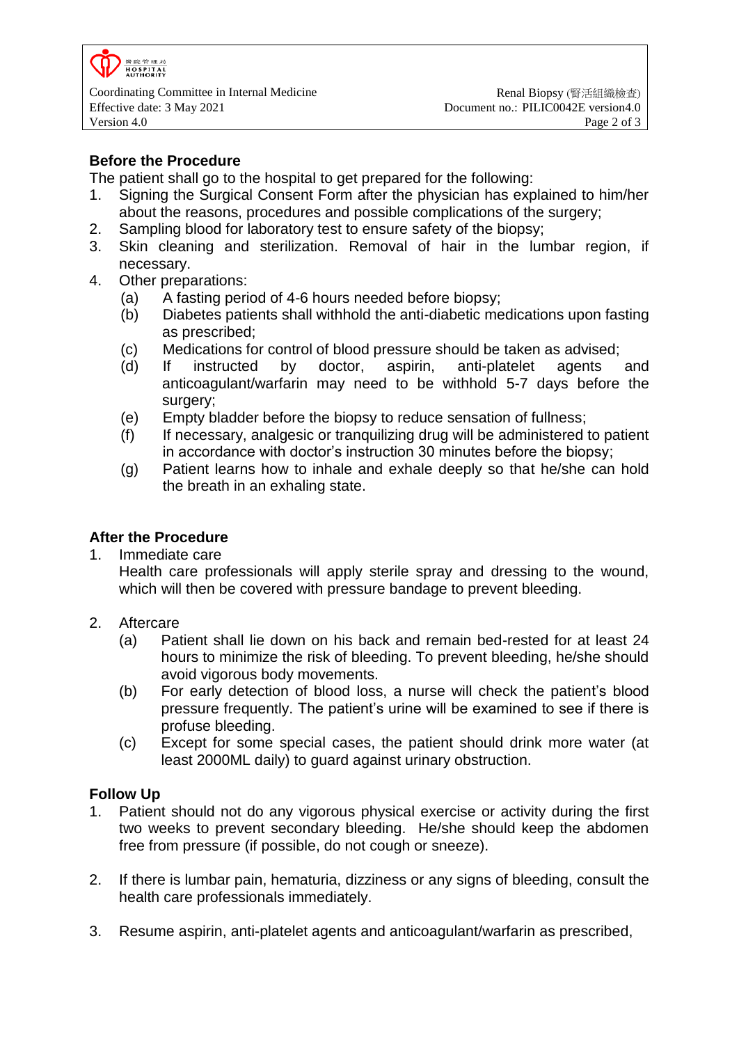## Before the Procedure

The patient shall go to the hospital to get prepared for the following:

1. Signing the Surgical Consent Form after the physician has explained to him/her about the reasons, procedures and possible complications of the surgery;
2. Sampling blood for laboratory test to ensure safety of the biopsy;
3. Skin cleaning and sterilization. Removal of hair in the lumbar region, if necessary.
4. Other preparations:
   - (a) A fasting period of 4-6 hours needed before biopsy;
   - (b) Diabetes patients shall withhold the anti-diabetic medications upon fasting as prescribed;
   - (c) Medications for control of blood pressure should be taken as advised;
   - (d) If instructed by doctor, aspirin, anti-platelet agents and anticoagulant/warfarin may need to be withhold 5-7 days before the surgery;
   - (e) Empty bladder before the biopsy to reduce sensation of fullness;
   - (f) If necessary, analgesic or tranquilizing drug will be administered to patient in accordance with doctor's instruction 30 minutes before the biopsy;
   - (g) Patient learns how to inhale and exhale deeply so that he/she can hold the breath in an exhaling state.

## After the Procedure

1. Immediate care

   Health care professionals will apply sterile spray and dressing to the wound, which will then be covered with pressure bandage to prevent bleeding.

2. Aftercare
   - (a) Patient shall lie down on his back and remain bed-rested for at least 24 hours to minimize the risk of bleeding. To prevent bleeding, he/she should avoid vigorous body movements.
   - (b) For early detection of blood loss, a nurse will check the patient's blood pressure frequently. The patient's urine will be examined to see if there is profuse bleeding.
   - (c) Except for some special cases, the patient should drink more water (at least 2000ML daily) to guard against urinary obstruction.

## Follow Up

1. Patient should not do any vigorous physical exercise or activity during the first two weeks to prevent secondary bleeding. He/she should keep the abdomen free from pressure (if possible, do not cough or sneeze).

2. If there is lumbar pain, hematuria, dizziness or any signs of bleeding, consult the health care professionals immediately.

3. Resume aspirin, anti-platelet agents and anticoagulant/warfarin as prescribed,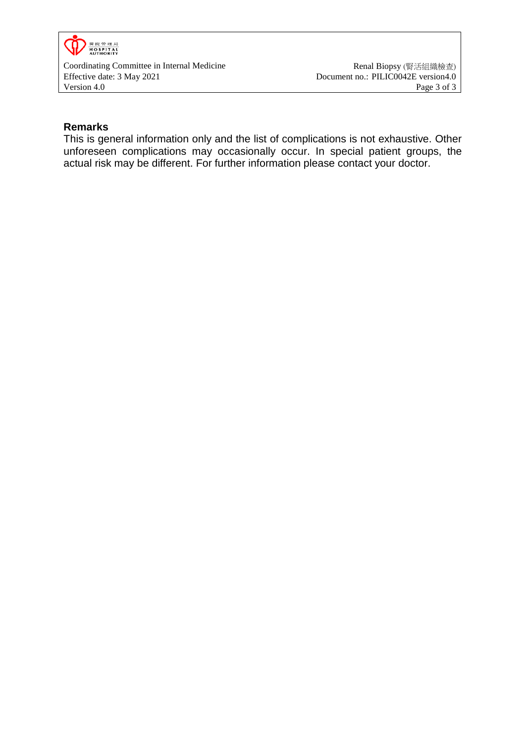## Remarks

This is general information only and the list of complications is not exhaustive. Other unforeseen complications may occasionally occur. In special patient groups, the actual risk may be different. For further information please contact your doctor.